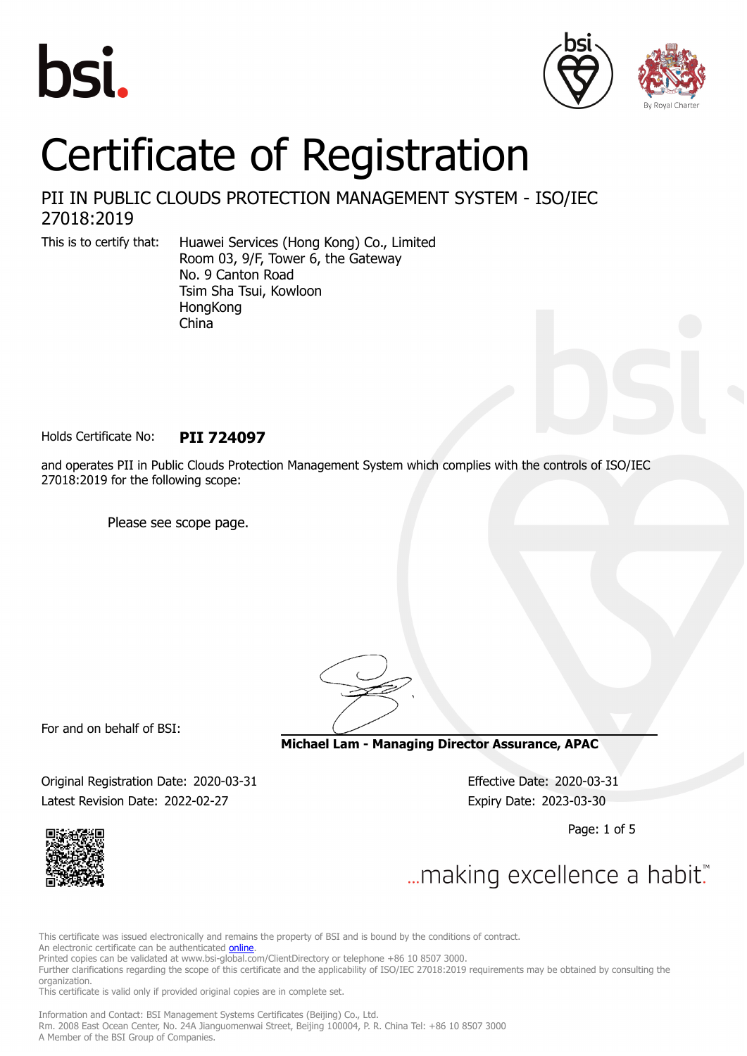# Certificate of Registration

## PII IN PUBLIC CLOUDS PROTECTION MANAGEMENT SYSTEM - ISO/IEC 27018:2019

This is to certify that: Huawei Services (Hong Kong) Co., Limited
Room 03, 9/F, Tower 6, the Gateway
No. 9 Canton Road
Tsim Sha Tsui, Kowloon
HongKong
China

Holds Certificate No: **PII 724097**

and operates PII in Public Clouds Protection Management System which complies with the controls of ISO/IEC 27018:2019 for the following scope:

Please see scope page.

For and on behalf of BSI:

**Michael Lam - Managing Director Assurance, APAC**

Original Registration Date: 2020-03-31
Effective Date: 2020-03-31
Latest Revision Date: 2022-02-27
Expiry Date: 2023-03-30

...making excellence a habit.™

This certificate was issued electronically and remains the property of BSI and is bound by the conditions of contract.
An electronic certificate can be authenticated online.
Printed copies can be validated at www.bsi-global.com/ClientDirectory or telephone +86 10 8507 3000.
Further clarifications regarding the scope of this certificate and the applicability of ISO/IEC 27018:2019 requirements may be obtained by consulting the organization.
This certificate is valid only if provided original copies are in complete set.

Information and Contact: BSI Management Systems Certificates (Beijing) Co., Ltd.
Rm. 2008 East Ocean Center, No. 24A Jianguomenwai Street, Beijing 100004, P. R. China Tel: +86 10 8507 3000
A Member of the BSI Group of Companies.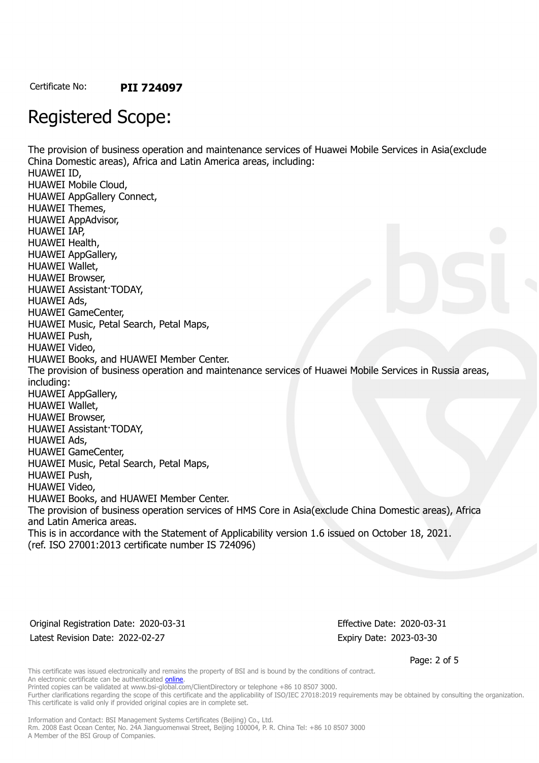Certificate No: **PII 724097**

# Registered Scope:

The provision of business operation and maintenance services of Huawei Mobile Services in Asia(exclude China Domestic areas), Africa and Latin America areas, including:
HUAWEI ID,
HUAWEI Mobile Cloud,
HUAWEI AppGallery Connect,
HUAWEI Themes,
HUAWEI AppAdvisor,
HUAWEI IAP,
HUAWEI Health,
HUAWEI AppGallery,
HUAWEI Wallet,
HUAWEI Browser,
HUAWEI Assistant·TODAY,
HUAWEI Ads,
HUAWEI GameCenter,
HUAWEI Music, Petal Search, Petal Maps,
HUAWEI Push,
HUAWEI Video,
HUAWEI Books, and HUAWEI Member Center.
The provision of business operation and maintenance services of Huawei Mobile Services in Russia areas, including:
HUAWEI AppGallery,
HUAWEI Wallet,
HUAWEI Browser,
HUAWEI Assistant·TODAY,
HUAWEI Ads,
HUAWEI GameCenter,
HUAWEI Music, Petal Search, Petal Maps,
HUAWEI Push,
HUAWEI Video,
HUAWEI Books, and HUAWEI Member Center.
The provision of business operation services of HMS Core in Asia(exclude China Domestic areas), Africa and Latin America areas.
This is in accordance with the Statement of Applicability version 1.6 issued on October 18, 2021.
(ref. ISO 27001:2013 certificate number IS 724096)

Original Registration Date: 2020-03-31
Latest Revision Date: 2022-02-27

Effective Date: 2020-03-31
Expiry Date: 2023-03-30

This certificate was issued electronically and remains the property of BSI and is bound by the conditions of contract.
An electronic certificate can be authenticated online.
Printed copies can be validated at www.bsi-global.com/ClientDirectory or telephone +86 10 8507 3000.
Further clarifications regarding the scope of this certificate and the applicability of ISO/IEC 27018:2019 requirements may be obtained by consulting the organization.
This certificate is valid only if provided original copies are in complete set.

Information and Contact: BSI Management Systems Certificates (Beijing) Co., Ltd.
Rm. 2008 East Ocean Center, No. 24A Jianguomenwai Street, Beijing 100004, P. R. China Tel: +86 10 8507 3000
A Member of the BSI Group of Companies.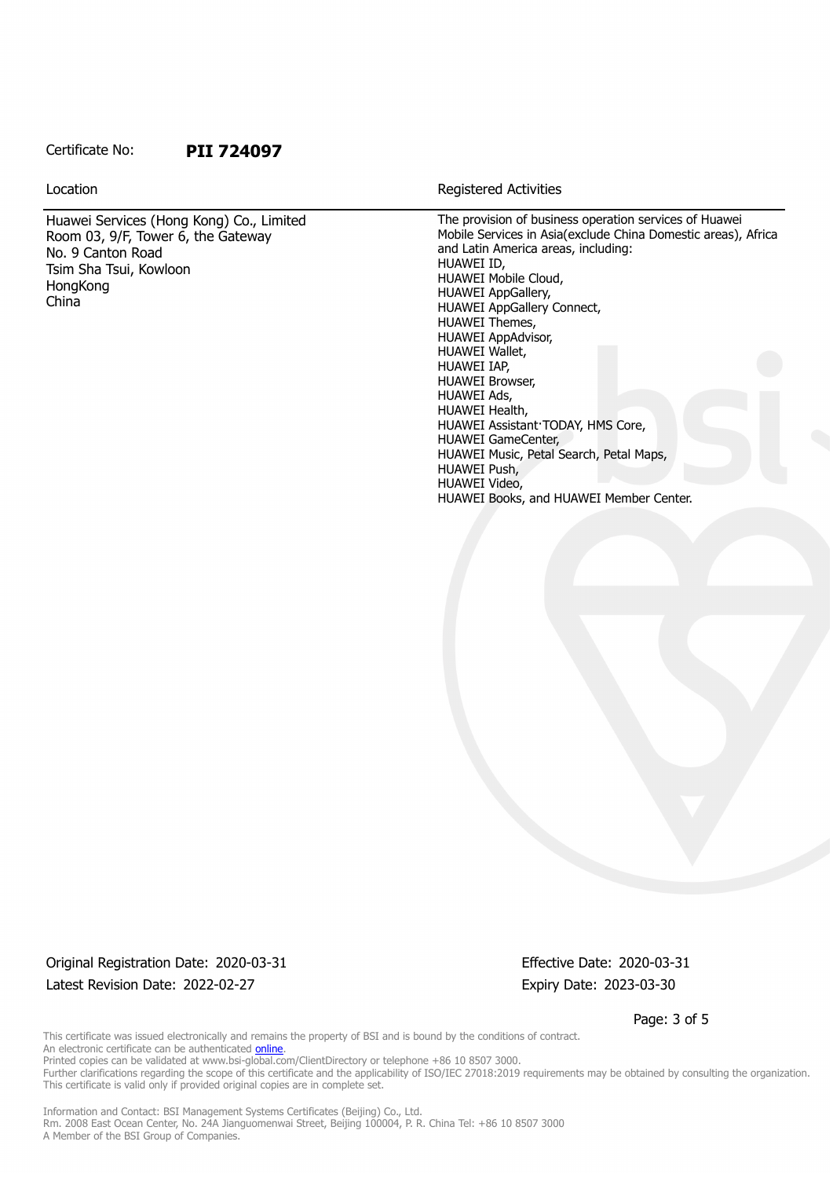Certificate No: **PII 724097**

| Location | Registered Activities |
| --- | --- |
| Huawei Services (Hong Kong) Co., Limited<br>Room 03, 9/F, Tower 6, the Gateway<br>No. 9 Canton Road<br>Tsim Sha Tsui, Kowloon<br>HongKong<br>China | The provision of business operation services of Huawei Mobile Services in Asia(exclude China Domestic areas), Africa and Latin America areas, including:<br>HUAWEI ID,<br>HUAWEI Mobile Cloud,<br>HUAWEI AppGallery,<br>HUAWEI AppGallery Connect,<br>HUAWEI Themes,<br>HUAWEI AppAdvisor,<br>HUAWEI Wallet,<br>HUAWEI IAP,<br>HUAWEI Browser,<br>HUAWEI Ads,<br>HUAWEI Health,<br>HUAWEI Assistant·TODAY, HMS Core,<br>HUAWEI GameCenter,<br>HUAWEI Music, Petal Search, Petal Maps,<br>HUAWEI Push,<br>HUAWEI Video,<br>HUAWEI Books, and HUAWEI Member Center. |

Original Registration Date: 2020-03-31

Latest Revision Date: 2022-02-27

Effective Date: 2020-03-31

Expiry Date: 2023-03-30

This certificate was issued electronically and remains the property of BSI and is bound by the conditions of contract.
An electronic certificate can be authenticated online.
Printed copies can be validated at www.bsi-global.com/ClientDirectory or telephone +86 10 8507 3000.
Further clarifications regarding the scope of this certificate and the applicability of ISO/IEC 27018:2019 requirements may be obtained by consulting the organization.
This certificate is valid only if provided original copies are in complete set.

Information and Contact: BSI Management Systems Certificates (Beijing) Co., Ltd.
Rm. 2008 East Ocean Center, No. 24A Jianguomenwai Street, Beijing 100004, P. R. China Tel: +86 10 8507 3000
A Member of the BSI Group of Companies.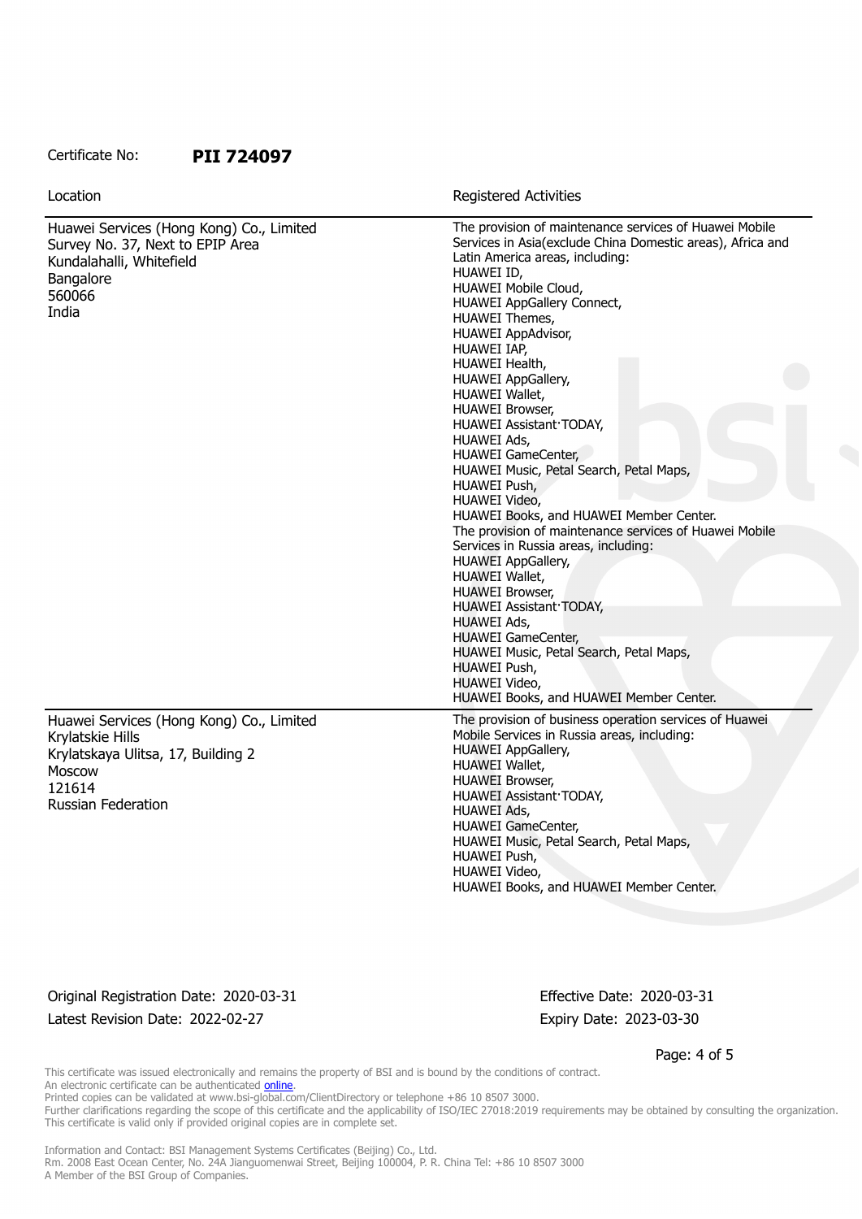Certificate No: **PII 724097**

| Location | Registered Activities |
|---|---|
| Huawei Services (Hong Kong) Co., Limited<br>Survey No. 37, Next to EPIP Area<br>Kundalahalli, Whitefield<br>Bangalore<br>560066<br>India | The provision of maintenance services of Huawei Mobile Services in Asia(exclude China Domestic areas), Africa and Latin America areas, including:<br>HUAWEI ID,<br>HUAWEI Mobile Cloud,<br>HUAWEI AppGallery Connect,<br>HUAWEI Themes,<br>HUAWEI AppAdvisor,<br>HUAWEI IAP,<br>HUAWEI Health,<br>HUAWEI AppGallery,<br>HUAWEI Wallet,<br>HUAWEI Browser,<br>HUAWEI Assistant·TODAY,<br>HUAWEI Ads,<br>HUAWEI GameCenter,<br>HUAWEI Music, Petal Search, Petal Maps,<br>HUAWEI Push,<br>HUAWEI Video,<br>HUAWEI Books, and HUAWEI Member Center.<br>The provision of maintenance services of Huawei Mobile Services in Russia areas, including:<br>HUAWEI AppGallery,<br>HUAWEI Wallet,<br>HUAWEI Browser,<br>HUAWEI Assistant·TODAY,<br>HUAWEI Ads,<br>HUAWEI GameCenter,<br>HUAWEI Music, Petal Search, Petal Maps,<br>HUAWEI Push,<br>HUAWEI Video,<br>HUAWEI Books, and HUAWEI Member Center. |
| Huawei Services (Hong Kong) Co., Limited<br>Krylatskie Hills<br>Krylatskaya Ulitsa, 17, Building 2<br>Moscow<br>121614<br>Russian Federation | The provision of business operation services of Huawei Mobile Services in Russia areas, including:<br>HUAWEI AppGallery,<br>HUAWEI Wallet,<br>HUAWEI Browser,<br>HUAWEI Assistant·TODAY,<br>HUAWEI Ads,<br>HUAWEI GameCenter,<br>HUAWEI Music, Petal Search, Petal Maps,<br>HUAWEI Push,<br>HUAWEI Video,<br>HUAWEI Books, and HUAWEI Member Center. |

Original Registration Date: 2020-03-31
Latest Revision Date: 2022-02-27

Effective Date: 2020-03-31
Expiry Date: 2023-03-30

This certificate was issued electronically and remains the property of BSI and is bound by the conditions of contract.
An electronic certificate can be authenticated online.
Printed copies can be validated at www.bsi-global.com/ClientDirectory or telephone +86 10 8507 3000.
Further clarifications regarding the scope of this certificate and the applicability of ISO/IEC 27018:2019 requirements may be obtained by consulting the organization.
This certificate is valid only if provided original copies are in complete set.

Information and Contact: BSI Management Systems Certificates (Beijing) Co., Ltd.
Rm. 2008 East Ocean Center, No. 24A Jianguomenwai Street, Beijing 100004, P. R. China Tel: +86 10 8507 3000
A Member of the BSI Group of Companies.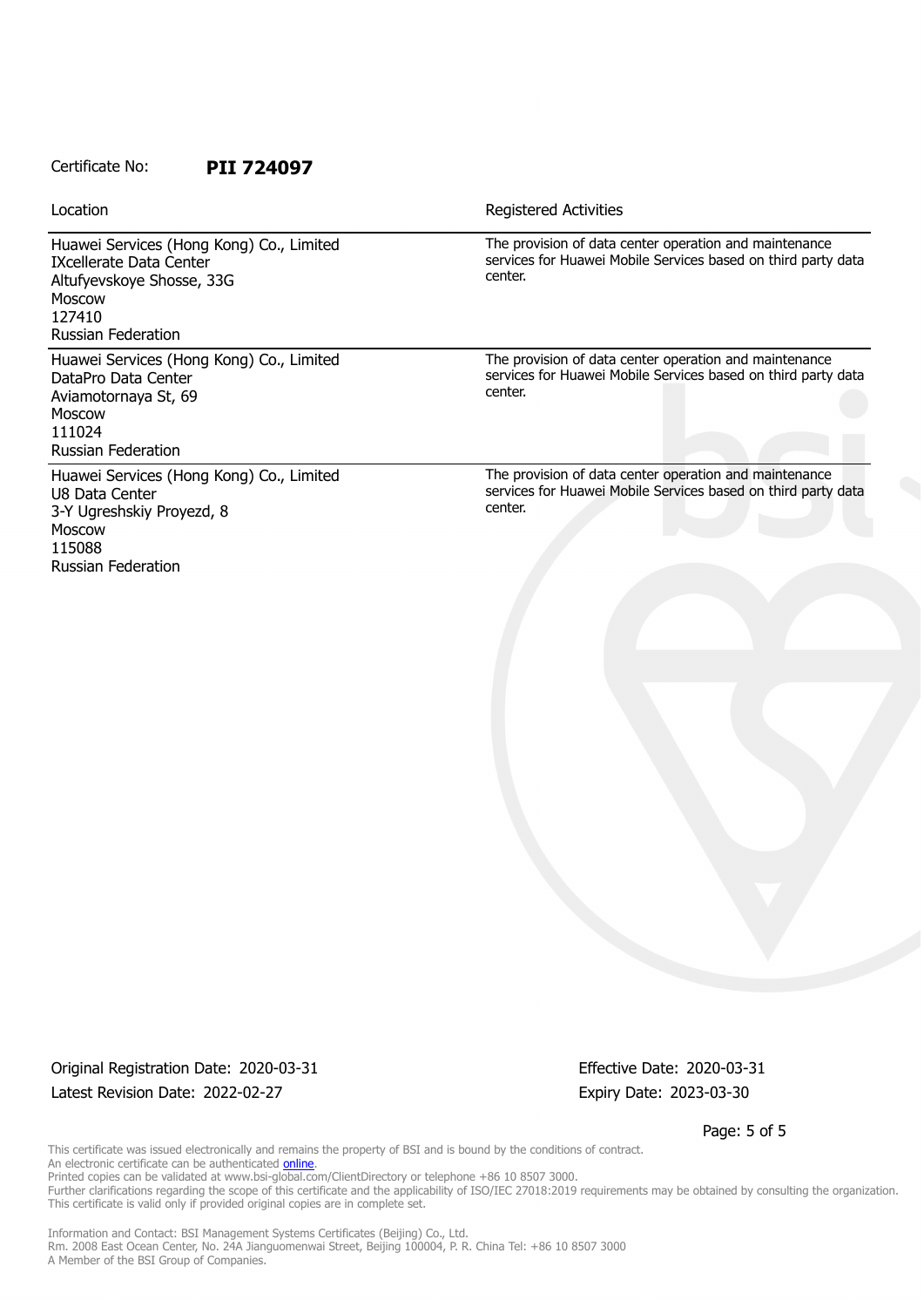Certificate No: **PII 724097**

| Location | Registered Activities |
|---|---|
| Huawei Services (Hong Kong) Co., Limited<br>IXcellerate Data Center<br>Altufyevskoye Shosse, 33G<br>Moscow<br>127410<br>Russian Federation | The provision of data center operation and maintenance services for Huawei Mobile Services based on third party data center. |
| Huawei Services (Hong Kong) Co., Limited<br>DataPro Data Center<br>Aviamotornaya St, 69<br>Moscow<br>111024<br>Russian Federation | The provision of data center operation and maintenance services for Huawei Mobile Services based on third party data center. |
| Huawei Services (Hong Kong) Co., Limited<br>U8 Data Center<br>3-Y Ugreshskiy Proyezd, 8<br>Moscow<br>115088<br>Russian Federation | The provision of data center operation and maintenance services for Huawei Mobile Services based on third party data center. |

Original Registration Date: 2020-03-31

Effective Date: 2020-03-31

Latest Revision Date: 2022-02-27

Expiry Date: 2023-03-30

This certificate was issued electronically and remains the property of BSI and is bound by the conditions of contract.
An electronic certificate can be authenticated online.
Printed copies can be validated at www.bsi-global.com/ClientDirectory or telephone +86 10 8507 3000.
Further clarifications regarding the scope of this certificate and the applicability of ISO/IEC 27018:2019 requirements may be obtained by consulting the organization.
This certificate is valid only if provided original copies are in complete set.

Information and Contact: BSI Management Systems Certificates (Beijing) Co., Ltd.
Rm. 2008 East Ocean Center, No. 24A Jianguomenwai Street, Beijing 100004, P. R. China Tel: +86 10 8507 3000
A Member of the BSI Group of Companies.